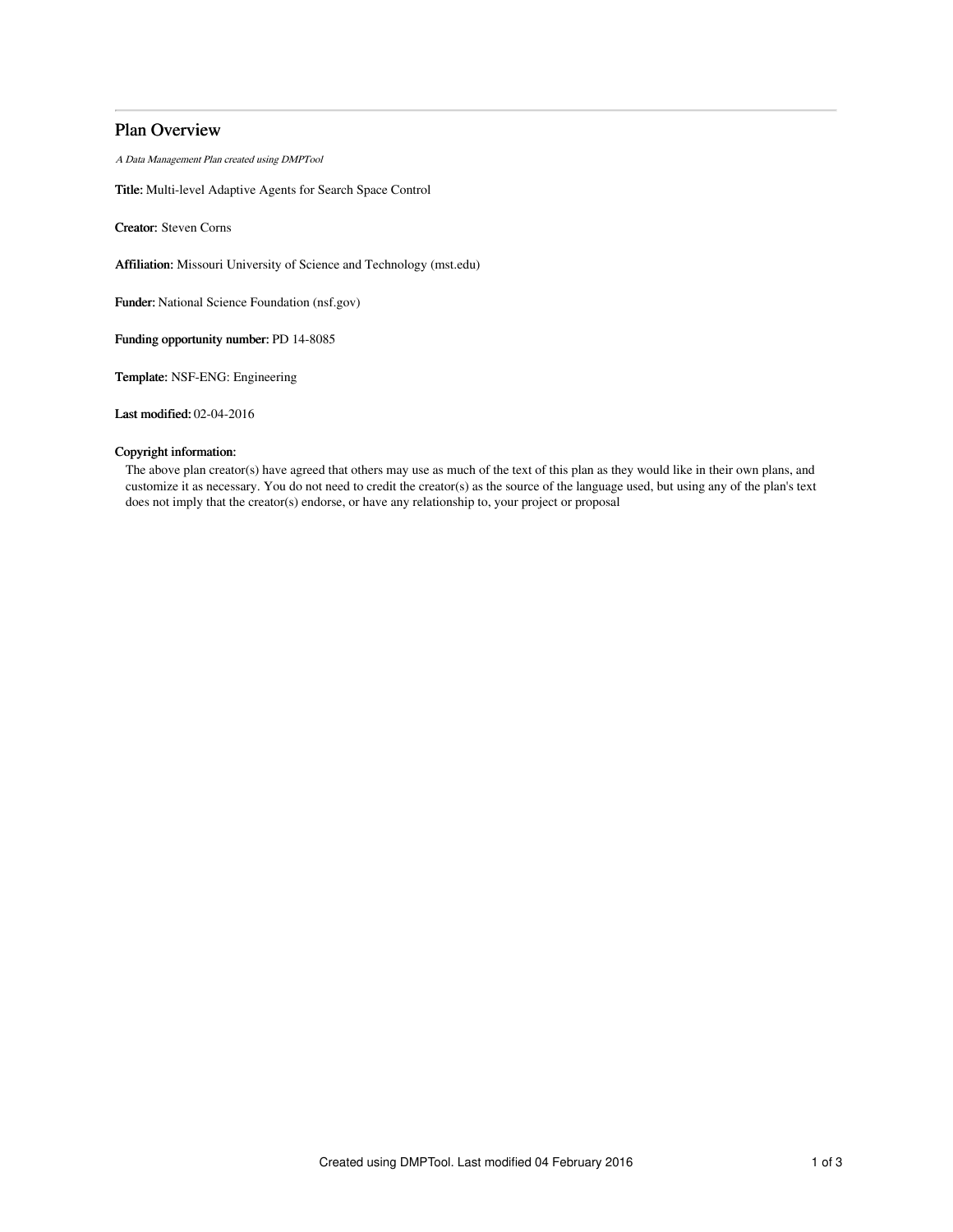# Plan Overview

*A Data Management Plan created using DMPTool*

**Title:** Multi-level Adaptive Agents for Search Space Control

**Creator:** Steven Corns

**Affiliation:** Missouri University of Science and Technology (mst.edu)

**Funder:** National Science Foundation (nsf.gov)

**Funding opportunity number:** PD 14-8085

**Template:** NSF-ENG: Engineering

**Last modified:** 02-04-2016

**Copyright information:**

The above plan creator(s) have agreed that others may use as much of the text of this plan as they would like in their own plans, and customize it as necessary. You do not need to credit the creator(s) as the source of the language used, but using any of the plan's text does not imply that the creator(s) endorse, or have any relationship to, your project or proposal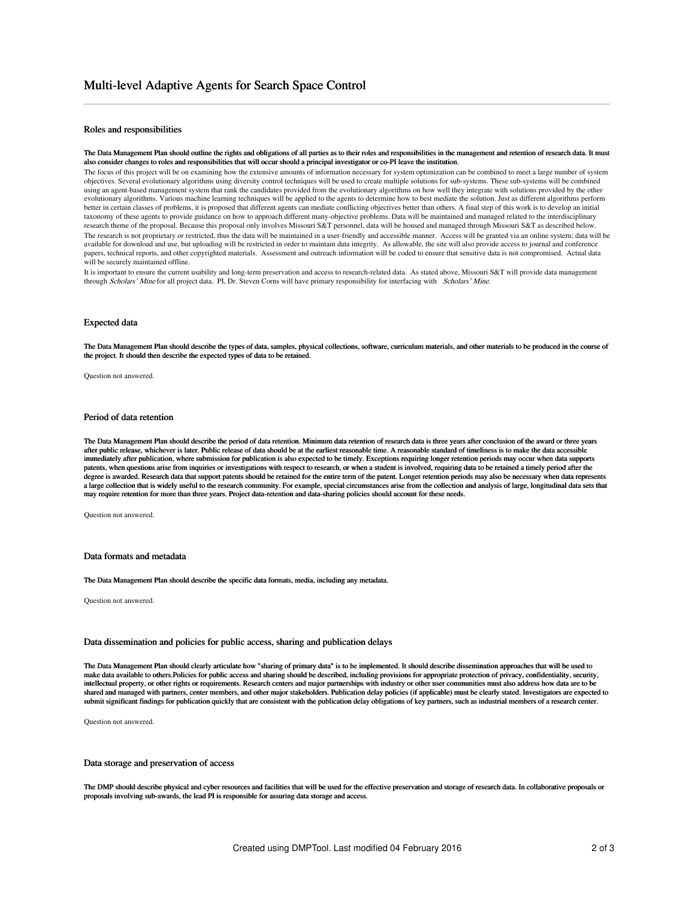# Multi-level Adaptive Agents for Search Space Control

## Roles and responsibilities

**The Data Management Plan should outline the rights and obligations of all parties as to their roles and responsibilities in the management and retention of research data. It must also consider changes to roles and responsibilities that will occur should a principal investigator or co-PI leave the institution.**

The focus of this project will be on examining how the extensive amounts of information necessary for system optimization can be combined to meet a large number of system objectives. Several evolutionary algorithms using diversity control techniques will be used to create multiple solutions for sub-systems. These sub-systems will be combined using an agent-based management system that rank the candidates provided from the evolutionary algorithms on how well they integrate with solutions provided by the other evolutionary algorithms. Various machine learning techniques will be applied to the agents to determine how to best mediate the solution. Just as different algorithms perform better in certain classes of problems, it is proposed that different agents can mediate conflicting objectives better than others. A final step of this work is to develop an initial taxonomy of these agents to provide guidance on how to approach different many-objective problems. Data will be maintained and managed related to the interdisciplinary research theme of the proposal. Because this proposal only involves Missouri S&T personnel, data will be housed and managed through Missouri S&T as described below.

The research is not proprietary or restricted, thus the data will be maintained in a user-friendly and accessible manner. Access will be granted via an online system; data will be available for download and use, but uploading will be restricted in order to maintain data integrity. As allowable, the site will also provide access to journal and conference papers, technical reports, and other copyrighted materials. Assessment and outreach information will be coded to ensure that sensitive data is not compromised. Actual data will be securely maintained offline.

It is important to ensure the current usability and long-term preservation and access to research-related data. As stated above, Missouri S&T will provide data management through *Scholars' Mine* for all project data. PI, Dr. Steven Corns will have primary responsibility for interfacing with *Scholars' Mine*.

## Expected data

**The Data Management Plan should describe the types of data, samples, physical collections, software, curriculum materials, and other materials to be produced in the course of the project. It should then describe the expected types of data to be retained.**

Question not answered.

## Period of data retention

**The Data Management Plan should describe the period of data retention. Minimum data retention of research data is three years after conclusion of the award or three years after public release, whichever is later. Public release of data should be at the earliest reasonable time. A reasonable standard of timeliness is to make the data accessible immediately after publication, where submission for publication is also expected to be timely. Exceptions requiring longer retention periods may occur when data supports patents, when questions arise from inquiries or investigations with respect to research, or when a student is involved, requiring data to be retained a timely period after the degree is awarded. Research data that support patents should be retained for the entire term of the patent. Longer retention periods may also be necessary when data represents a large collection that is widely useful to the research community. For example, special circumstances arise from the collection and analysis of large, longitudinal data sets that may require retention for more than three years. Project data-retention and data-sharing policies should account for these needs.**

Question not answered.

## Data formats and metadata

**The Data Management Plan should describe the specific data formats, media, including any metadata.**

Question not answered.

## Data dissemination and policies for public access, sharing and publication delays

**The Data Management Plan should clearly articulate how "sharing of primary data" is to be implemented. It should describe dissemination approaches that will be used to make data available to others.Policies for public access and sharing should be described, including provisions for appropriate protection of privacy, confidentiality, security, intellectual property, or other rights or requirements. Research centers and major partnerships with industry or other user communities must also address how data are to be shared and managed with partners, center members, and other major stakeholders. Publication delay policies (if applicable) must be clearly stated. Investigators are expected to submit significant findings for publication quickly that are consistent with the publication delay obligations of key partners, such as industrial members of a research center.**

Question not answered.

## Data storage and preservation of access

**The DMP should describe physical and cyber resources and facilities that will be used for the effective preservation and storage of research data. In collaborative proposals or proposals involving sub-awards, the lead PI is responsible for assuring data storage and access.**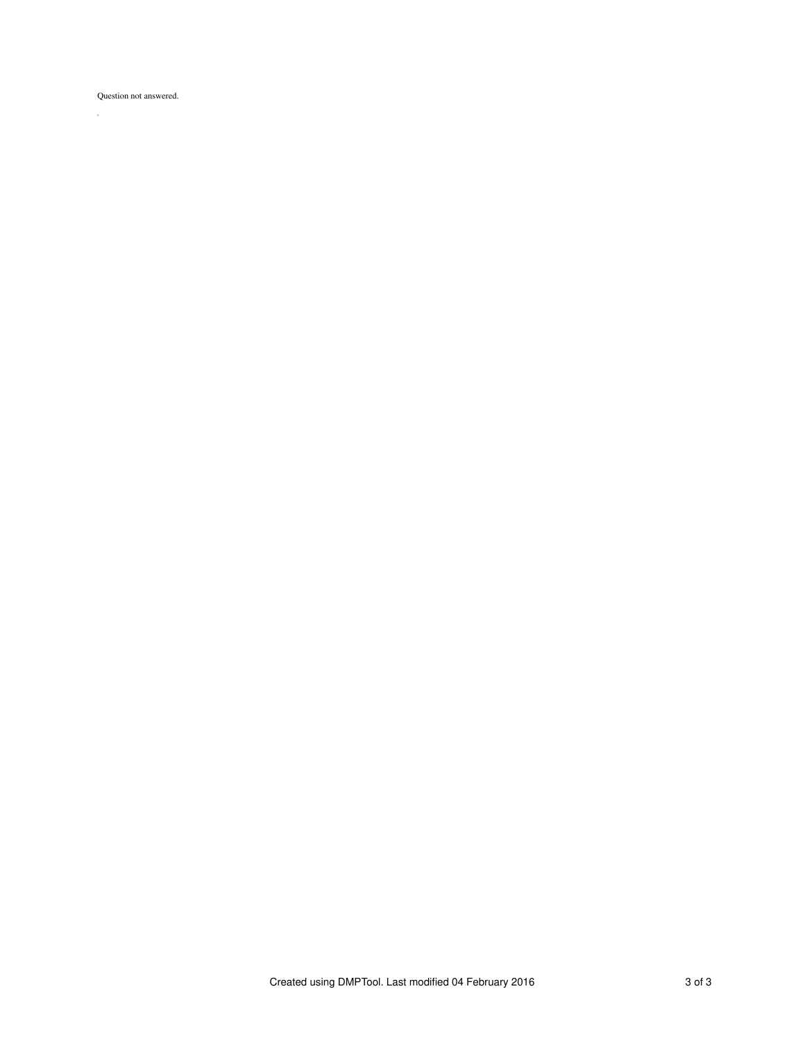Question not answered.